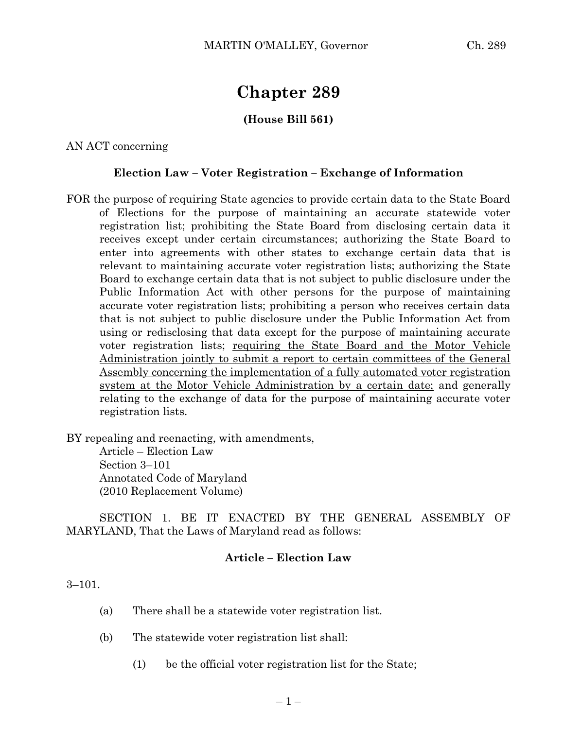# Chapter 289

**(House Bill 561)**

AN ACT concerning

**Election Law – Voter Registration – Exchange of Information**

FOR the purpose of requiring State agencies to provide certain data to the State Board of Elections for the purpose of maintaining an accurate statewide voter registration list; prohibiting the State Board from disclosing certain data it receives except under certain circumstances; authorizing the State Board to enter into agreements with other states to exchange certain data that is relevant to maintaining accurate voter registration lists; authorizing the State Board to exchange certain data that is not subject to public disclosure under the Public Information Act with other persons for the purpose of maintaining accurate voter registration lists; prohibiting a person who receives certain data that is not subject to public disclosure under the Public Information Act from using or redisclosing that data except for the purpose of maintaining accurate voter registration lists; <u>requiring the State Board and the Motor Vehicle Administration jointly to submit a report to certain committees of the General Assembly concerning the implementation of a fully automated voter registration system at the Motor Vehicle Administration by a certain date;</u> and generally relating to the exchange of data for the purpose of maintaining accurate voter registration lists.

BY repealing and reenacting, with amendments,
Article – Election Law
Section 3–101
Annotated Code of Maryland
(2010 Replacement Volume)

SECTION 1. BE IT ENACTED BY THE GENERAL ASSEMBLY OF MARYLAND, That the Laws of Maryland read as follows:

**Article – Election Law**

3–101.

(a) There shall be a statewide voter registration list.

(b) The statewide voter registration list shall:

(1) be the official voter registration list for the State;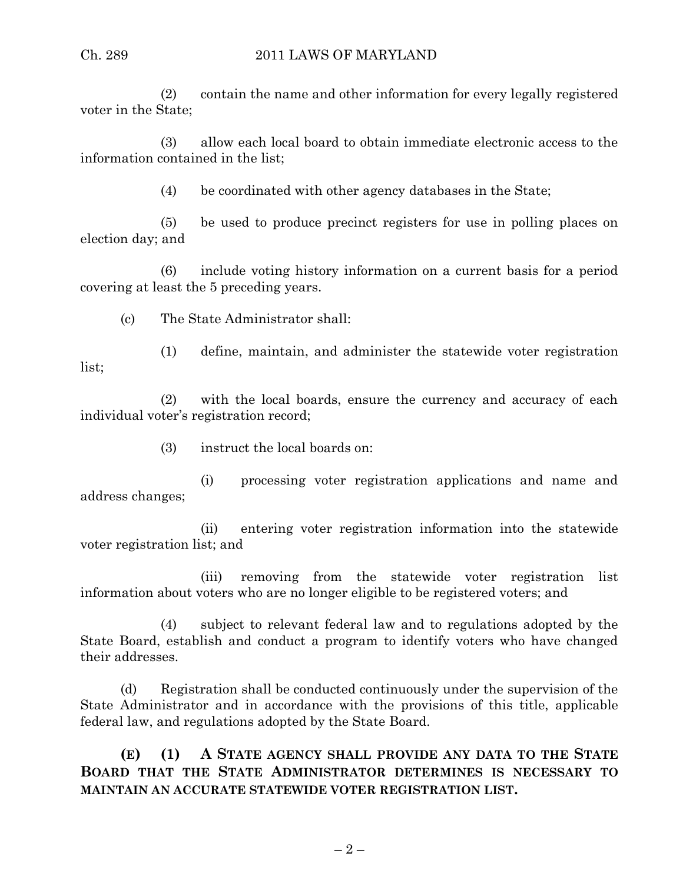(2) contain the name and other information for every legally registered voter in the State;

(3) allow each local board to obtain immediate electronic access to the information contained in the list;

(4) be coordinated with other agency databases in the State;

(5) be used to produce precinct registers for use in polling places on election day; and

(6) include voting history information on a current basis for a period covering at least the 5 preceding years.

(c) The State Administrator shall:

(1) define, maintain, and administer the statewide voter registration list;

(2) with the local boards, ensure the currency and accuracy of each individual voter's registration record;

(3) instruct the local boards on:

(i) processing voter registration applications and name and address changes;

(ii) entering voter registration information into the statewide voter registration list; and

(iii) removing from the statewide voter registration list information about voters who are no longer eligible to be registered voters; and

(4) subject to relevant federal law and to regulations adopted by the State Board, establish and conduct a program to identify voters who have changed their addresses.

(d) Registration shall be conducted continuously under the supervision of the State Administrator and in accordance with the provisions of this title, applicable federal law, and regulations adopted by the State Board.

**(E) (1) A STATE AGENCY SHALL PROVIDE ANY DATA TO THE STATE BOARD THAT THE STATE ADMINISTRATOR DETERMINES IS NECESSARY TO MAINTAIN AN ACCURATE STATEWIDE VOTER REGISTRATION LIST.**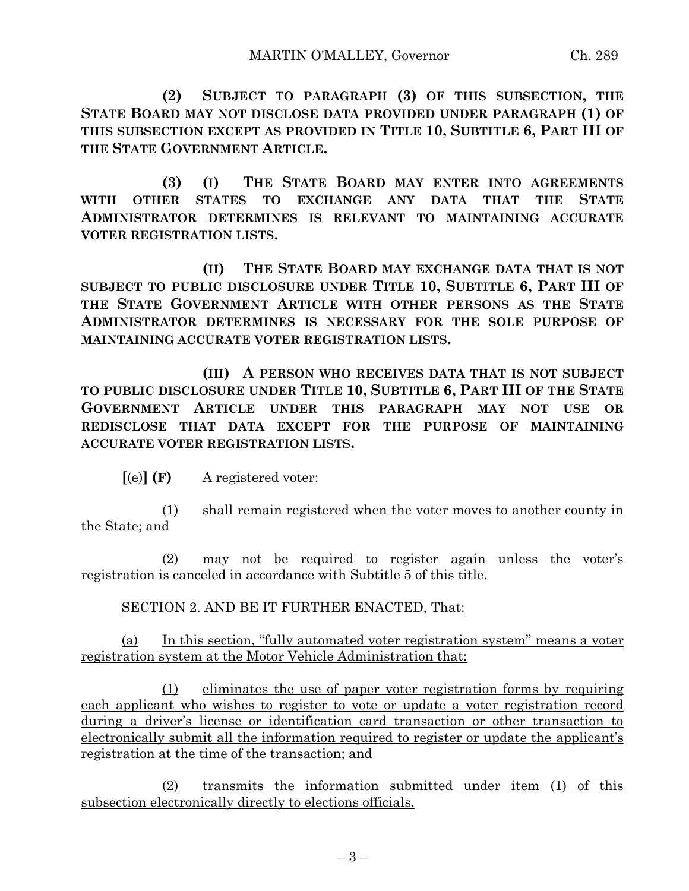**(2) SUBJECT TO PARAGRAPH (3) OF THIS SUBSECTION, THE STATE BOARD MAY NOT DISCLOSE DATA PROVIDED UNDER PARAGRAPH (1) OF THIS SUBSECTION EXCEPT AS PROVIDED IN TITLE 10, SUBTITLE 6, PART III OF THE STATE GOVERNMENT ARTICLE.**

**(3) (I) THE STATE BOARD MAY ENTER INTO AGREEMENTS WITH OTHER STATES TO EXCHANGE ANY DATA THAT THE STATE ADMINISTRATOR DETERMINES IS RELEVANT TO MAINTAINING ACCURATE VOTER REGISTRATION LISTS.**

**(II) THE STATE BOARD MAY EXCHANGE DATA THAT IS NOT SUBJECT TO PUBLIC DISCLOSURE UNDER TITLE 10, SUBTITLE 6, PART III OF THE STATE GOVERNMENT ARTICLE WITH OTHER PERSONS AS THE STATE ADMINISTRATOR DETERMINES IS NECESSARY FOR THE SOLE PURPOSE OF MAINTAINING ACCURATE VOTER REGISTRATION LISTS.**

**(III) A PERSON WHO RECEIVES DATA THAT IS NOT SUBJECT TO PUBLIC DISCLOSURE UNDER TITLE 10, SUBTITLE 6, PART III OF THE STATE GOVERNMENT ARTICLE UNDER THIS PARAGRAPH MAY NOT USE OR REDISCLOSE THAT DATA EXCEPT FOR THE PURPOSE OF MAINTAINING ACCURATE VOTER REGISTRATION LISTS.**

**[**(e)**] (F)** A registered voter:

(1) shall remain registered when the voter moves to another county in the State; and

(2) may not be required to register again unless the voter's registration is canceled in accordance with Subtitle 5 of this title.

<u>SECTION 2. AND BE IT FURTHER ENACTED, That:</u>

<u>(a) In this section, "fully automated voter registration system" means a voter registration system at the Motor Vehicle Administration that:</u>

<u>(1) eliminates the use of paper voter registration forms by requiring each applicant who wishes to register to vote or update a voter registration record during a driver's license or identification card transaction or other transaction to electronically submit all the information required to register or update the applicant's registration at the time of the transaction; and</u>

<u>(2) transmits the information submitted under item (1) of this subsection electronically directly to elections officials.</u>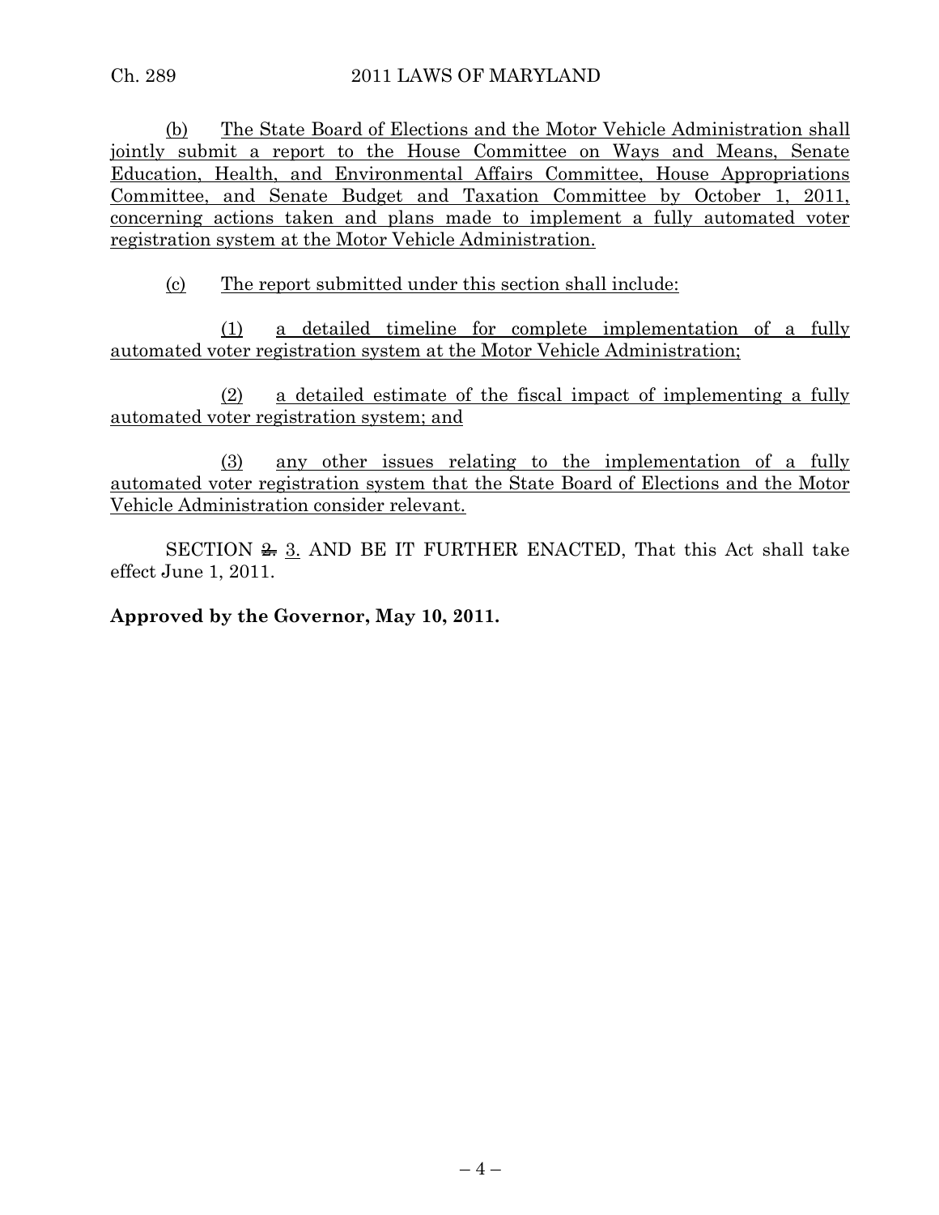(b) The State Board of Elections and the Motor Vehicle Administration shall jointly submit a report to the House Committee on Ways and Means, Senate Education, Health, and Environmental Affairs Committee, House Appropriations Committee, and Senate Budget and Taxation Committee by October 1, 2011, concerning actions taken and plans made to implement a fully automated voter registration system at the Motor Vehicle Administration.

(c) The report submitted under this section shall include:

(1) a detailed timeline for complete implementation of a fully automated voter registration system at the Motor Vehicle Administration;

(2) a detailed estimate of the fiscal impact of implementing a fully automated voter registration system; and

(3) any other issues relating to the implementation of a fully automated voter registration system that the State Board of Elections and the Motor Vehicle Administration consider relevant.

SECTION ~~2.~~ 3. AND BE IT FURTHER ENACTED, That this Act shall take effect June 1, 2011.

**Approved by the Governor, May 10, 2011.**